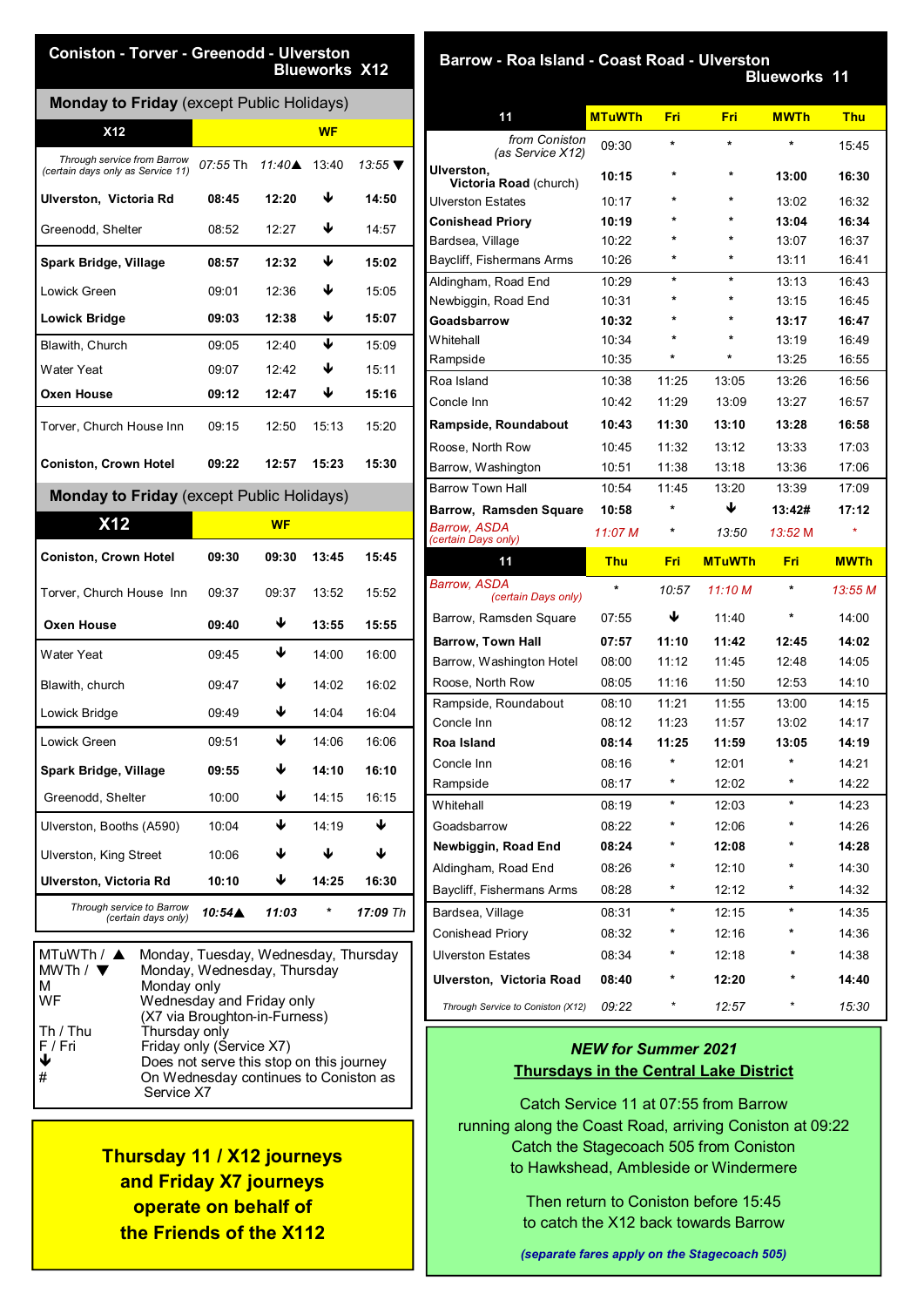## Coniston - Torver - Greenodd - Ulverston
### Blueworks X12

**Monday to Friday** (except Public Holidays)

| X12 | | WF | | |
|---|---|---|---|---|
| *Through service from Barrow (certain days only as Service 11)* | *07:55 Th* | *11:40▲* | 13:40 | *13:55 ▼* |
| **Ulverston, Victoria Rd** | **08:45** | **12:20** | ↓ | **14:50** |
| Greenodd, Shelter | 08:52 | 12:27 | ↓ | 14:57 |
| **Spark Bridge, Village** | **08:57** | **12:32** | ↓ | **15:02** |
| Lowick Green | 09:01 | 12:36 | ↓ | 15:05 |
| **Lowick Bridge** | **09:03** | **12:38** | ↓ | **15:07** |
| Blawith, Church | 09:05 | 12:40 | ↓ | 15:09 |
| Water Yeat | 09:07 | 12:42 | ↓ | 15:11 |
| **Oxen House** | **09:12** | **12:47** | ↓ | **15:16** |
| Torver, Church House Inn | 09:15 | 12:50 | 15:13 | 15:20 |
| **Coniston, Crown Hotel** | **09:22** | **12:57** | **15:23** | **15:30** |

**Monday to Friday** (except Public Holidays)

| X12 | | WF | | |
|---|---|---|---|---|
| **Coniston, Crown Hotel** | **09:30** | **09:30** | **13:45** | **15:45** |
| Torver, Church House Inn | 09:37 | 09:37 | 13:52 | 15:52 |
| **Oxen House** | **09:40** | ↓ | **13:55** | **15:55** |
| Water Yeat | 09:45 | ↓ | 14:00 | 16:00 |
| Blawith, church | 09:47 | ↓ | 14:02 | 16:02 |
| Lowick Bridge | 09:49 | ↓ | 14:04 | 16:04 |
| Lowick Green | 09:51 | ↓ | 14:06 | 16:06 |
| **Spark Bridge, Village** | **09:55** | ↓ | **14:10** | **16:10** |
| Greenodd, Shelter | 10:00 | ↓ | 14:15 | 16:15 |
| Ulverston, Booths (A590) | 10:04 | ↓ | 14:19 | ↓ |
| Ulverston, King Street | 10:06 | ↓ | ↓ | ↓ |
| **Ulverston, Victoria Rd** | **10:10** | ↓ | **14:25** | **16:30** |
| *Through service to Barrow (certain days only)* | ***10:54▲*** | ***11:03*** | * | ***17:09 Th*** |

| | |
|---|---|
| MTuWTh / ▲ | Monday, Tuesday, Wednesday, Thursday |
| MWTh / ▼ | Monday, Wednesday, Thursday |
| M | Monday only |
| WF | Wednesday and Friday only (X7 via Broughton-in-Furness) |
| Th / Thu | Thursday only |
| F / Fri | Friday only (Service X7) |
| ↓ | Does not serve this stop on this journey |
| # | On Wednesday continues to Coniston as Service X7 |

**Thursday 11 / X12 journeys and Friday X7 journeys operate on behalf of the Friends of the X112**

## Barrow - Roa Island - Coast Road - Ulverston
### Blueworks 11

| 11 | MTuWTh | Fri | Fri | MWTh | Thu |
|---|---|---|---|---|---|
| *from Coniston (as Service X12)* | 09:30 | * | * | * | 15:45 |
| **Ulverston, Victoria Road** (church) | **10:15** | * | * | **13:00** | **16:30** |
| Ulverston Estates | 10:17 | * | * | 13:02 | 16:32 |
| **Conishead Priory** | **10:19** | * | * | **13:04** | **16:34** |
| Bardsea, Village | 10:22 | * | * | 13:07 | 16:37 |
| Baycliff, Fishermans Arms | 10:26 | * | * | 13:11 | 16:41 |
| Aldingham, Road End | 10:29 | * | * | 13:13 | 16:43 |
| Newbiggin, Road End | 10:31 | * | * | 13:15 | 16:45 |
| **Goadsbarrow** | **10:32** | * | * | **13:17** | **16:47** |
| Whitehall | 10:34 | * | * | 13:19 | 16:49 |
| Rampside | 10:35 | * | * | 13:25 | 16:55 |
| Roa Island | 10:38 | 11:25 | 13:05 | 13:26 | 16:56 |
| Concle Inn | 10:42 | 11:29 | 13:09 | 13:27 | 16:57 |
| **Rampside, Roundabout** | **10:43** | **11:30** | **13:10** | **13:28** | **16:58** |
| Roose, North Row | 10:45 | 11:32 | 13:12 | 13:33 | 17:03 |
| Barrow, Washington | 10:51 | 11:38 | 13:18 | 13:36 | 17:06 |
| Barrow Town Hall | 10:54 | 11:45 | 13:20 | 13:39 | 17:09 |
| **Barrow, Ramsden Square** | **10:58** | * | ↓ | **13:42#** | **17:12** |
| *Barrow, ASDA (certain Days only)* | *11:07 M* | * | *13:50* | *13:52 M* | * |

| 11 | Thu | Fri | MTuWTh | Fri | MWTh |
|---|---|---|---|---|---|
| *Barrow, ASDA (certain Days only)* | * | *10:57* | *11:10 M* | * | *13:55 M* |
| Barrow, Ramsden Square | 07:55 | ↓ | 11:40 | * | 14:00 |
| **Barrow, Town Hall** | **07:57** | **11:10** | **11:42** | **12:45** | **14:02** |
| Barrow, Washington Hotel | 08:00 | 11:12 | 11:45 | 12:48 | 14:05 |
| Roose, North Row | 08:05 | 11:16 | 11:50 | 12:53 | 14:10 |
| Rampside, Roundabout | 08:10 | 11:21 | 11:55 | 13:00 | 14:15 |
| Concle Inn | 08:12 | 11:23 | 11:57 | 13:02 | 14:17 |
| **Roa Island** | **08:14** | **11:25** | **11:59** | **13:05** | **14:19** |
| Concle Inn | 08:16 | * | 12:01 | * | 14:21 |
| Rampside | 08:17 | * | 12:02 | * | 14:22 |
| Whitehall | 08:19 | * | 12:03 | * | 14:23 |
| Goadsbarrow | 08:22 | * | 12:06 | * | 14:26 |
| **Newbiggin, Road End** | **08:24** | * | **12:08** | * | **14:28** |
| Aldingham, Road End | 08:26 | * | 12:10 | * | 14:30 |
| Baycliff, Fishermans Arms | 08:28 | * | 12:12 | * | 14:32 |
| Bardsea, Village | 08:31 | * | 12:15 | * | 14:35 |
| Conishead Priory | 08:32 | * | 12:16 | * | 14:36 |
| Ulverston Estates | 08:34 | * | 12:18 | * | 14:38 |
| **Ulverston, Victoria Road** | **08:40** | * | **12:20** | * | **14:40** |
| *Through Service to Coniston (X12)* | *09:22* | * | *12:57* | * | *15:30* |

***NEW for Summer 2021***

**Thursdays in the Central Lake District**

Catch Service 11 at 07:55 from Barrow running along the Coast Road, arriving Coniston at 09:22
Catch the Stagecoach 505 from Coniston to Hawkshead, Ambleside or Windermere

Then return to Coniston before 15:45 to catch the X12 back towards Barrow

***(separate fares apply on the Stagecoach 505)***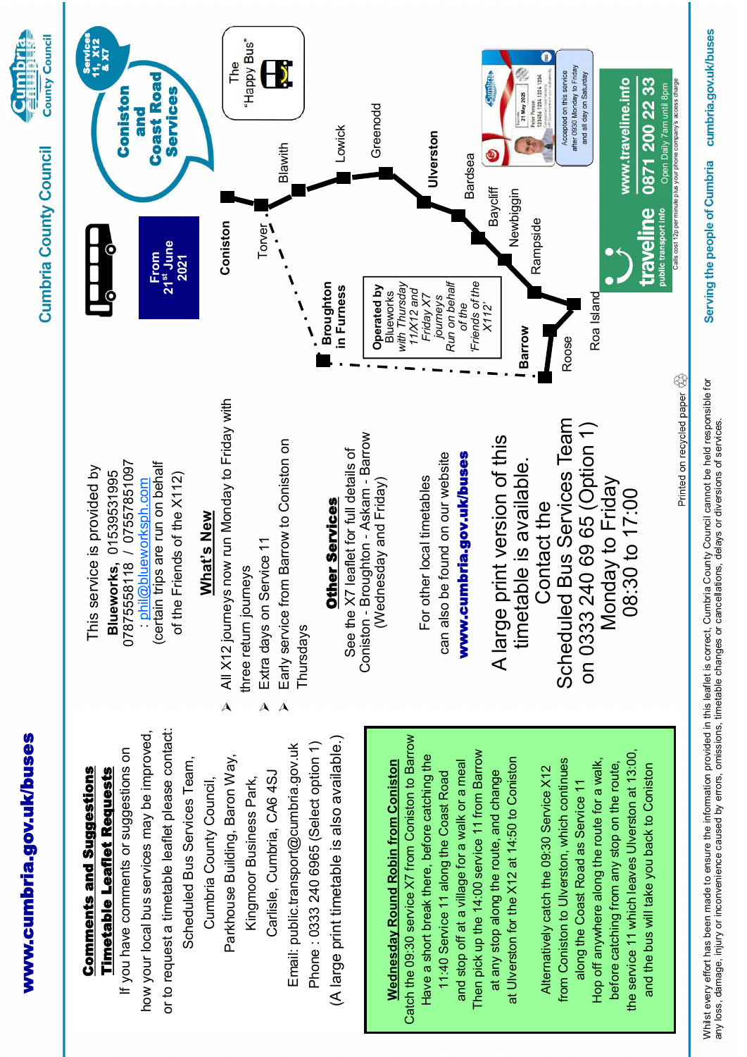**www.cumbria.gov.uk/buses**

## Comments and Suggestions

## Timetable Leaflet Requests

If you have comments or suggestions on how your local bus services may be improved, or to request a timetable leaflet please contact:

Scheduled Bus Services Team,
Cumbria County Council,
Parkhouse Building, Baron Way,
Kingmoor Business Park,
Carlisle, Cumbria, CA6 4SJ

Email: public.transport@cumbria.gov.uk
Phone : 0333 240 6965 (Select option 1)
(A large print timetable is also available.)

### Wednesday Round Robin from Coniston

Catch the 09:30 service X7 from Coniston to Barrow
Have a short break there, before catching the 11:40 Service 11 along the Coast Road and stop off at a village for a walk or a meal
Then pick up the 14:00 service 11 from Barrow at any stop along the route, and change at Ulverston for the X12 at 14:50 to Coniston

Alternatively catch the 09:30 Service X12 from Coniston to Ulverston, which continues along the Coast Road as Service 11
Hop off anywhere along the route for a walk, before catching from any stop on the route, the service 11 which leaves Ulverston at 13:00, and the bus will take you back to Coniston

This service is provided by
**Blueworks,** 01539531995
07875558118 / 07557851097
: phil@blueworksph.com
(certain trips are run on behalf of the Friends of the X12)

## What's New

- All X12 journeys now run Monday to Friday with three return journeys
- Extra days on Service 11
- Early service from Barrow to Coniston on Thursdays

## Other Services

See the X7 leaflet for full details of Coniston - Broughton - Askam - Barrow (Wednesday and Friday)

For other local timetables can also be found on our website
**www.cumbria.gov.uk/buses**

A large print version of this timetable is available. Contact the Scheduled Bus Services Team on 0333 240 69 65 (Option 1) Monday to Friday 08:30 to 17:00

Printed on recycled paper

Cumbria County Council

From 21st June 2021

Coniston
Torver
Blawith
Lowick
Greenodd
Ulverston
Bardsea
Baycliff
Newbiggin
Rampside
Roa Island
Roose
Barrow
Broughton in Furness

*Operated by Blueworks with Thursday 11/X12 and Friday X7 journeys Run on behalf of the 'Friends of the X112'*

Services 11, X12 & X7

# Coniston and Coast Road Services

The "Happy Bus"

Accepted on this service after 0930 Monday to Friday and all day on Saturday

traveline public transport info
www.traveline.info
0871 200 22 33
Open Daily 7am until 8pm
Calls cost 12p per minute plus your phone company's access charge

Serving the people of Cumbria cumbria.gov.uk/buses

Whilst every effort has been made to ensure the information provided in this leaflet is correct, Cumbria County Council cannot be held responsible for any loss, damage, injury or inconvenience caused by errors, omissions, timetable changes or cancellations, delays or diversions of services.